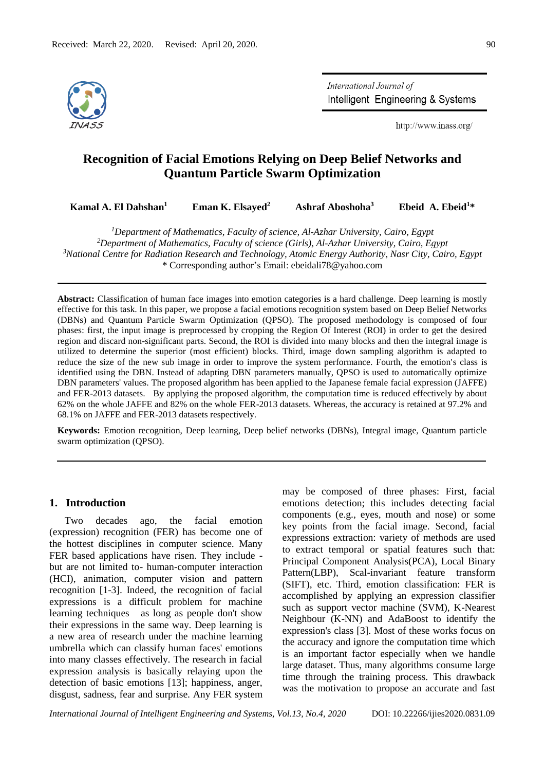Received: March 22, 2020. Revised: April 20, 2020.

# Recognition of Facial Emotions Relying on Deep Belief Networks and Quantum Particle Swarm Optimization

**Kamal A. El Dahshan[1]** **Eman K. Elsayed[2]** **Ashraf Aboshoha[3]** **Ebeid A. Ebeid[1]***

*[1]Department of Mathematics, Faculty of science, Al-Azhar University, Cairo, Egypt*
*[2]Department of Mathematics, Faculty of science (Girls), Al-Azhar University, Cairo, Egypt*
*[3]National Centre for Radiation Research and Technology, Atomic Energy Authority, Nasr City, Cairo, Egypt*
\* Corresponding author's Email: ebeidali78@yahoo.com

**Abstract:** Classification of human face images into emotion categories is a hard challenge. Deep learning is mostly effective for this task. In this paper, we propose a facial emotions recognition system based on Deep Belief Networks (DBNs) and Quantum Particle Swarm Optimization (QPSO). The proposed methodology is composed of four phases: first, the input image is preprocessed by cropping the Region Of Interest (ROI) in order to get the desired region and discard non-significant parts. Second, the ROI is divided into many blocks and then the integral image is utilized to determine the superior (most efficient) blocks. Third, image down sampling algorithm is adapted to reduce the size of the new sub image in order to improve the system performance. Fourth, the emotion's class is identified using the DBN. Instead of adapting DBN parameters manually, QPSO is used to automatically optimize DBN parameters' values. The proposed algorithm has been applied to the Japanese female facial expression (JAFFE) and FER-2013 datasets. By applying the proposed algorithm, the computation time is reduced effectively by about 62% on the whole JAFFE and 82% on the whole FER-2013 datasets. Whereas, the accuracy is retained at 97.2% and 68.1% on JAFFE and FER-2013 datasets respectively.

**Keywords:** Emotion recognition, Deep learning, Deep belief networks (DBNs), Integral image, Quantum particle swarm optimization (QPSO).

## 1. Introduction

Two decades ago, the facial emotion (expression) recognition (FER) has become one of the hottest disciplines in computer science. Many FER based applications have risen. They include - but are not limited to- human-computer interaction (HCI), animation, computer vision and pattern recognition [1-3]. Indeed, the recognition of facial expressions is a difficult problem for machine learning techniques as long as people don't show their expressions in the same way. Deep learning is a new area of research under the machine learning umbrella which can classify human faces' emotions into many classes effectively. The research in facial expression analysis is basically relaying upon the detection of basic emotions [13]; happiness, anger, disgust, sadness, fear and surprise. Any FER system may be composed of three phases: First, facial emotions detection; this includes detecting facial components (e.g., eyes, mouth and nose) or some key points from the facial image. Second, facial expressions extraction: variety of methods are used to extract temporal or spatial features such that: Principal Component Analysis(PCA), Local Binary Pattern(LBP), Scal-invariant feature transform (SIFT), etc. Third, emotion classification: FER is accomplished by applying an expression classifier such as support vector machine (SVM), K-Nearest Neighbour (K-NN) and AdaBoost to identify the expression's class [3]. Most of these works focus on the accuracy and ignore the computation time which is an important factor especially when we handle large dataset. Thus, many algorithms consume large time through the training process. This drawback was the motivation to propose an accurate and fast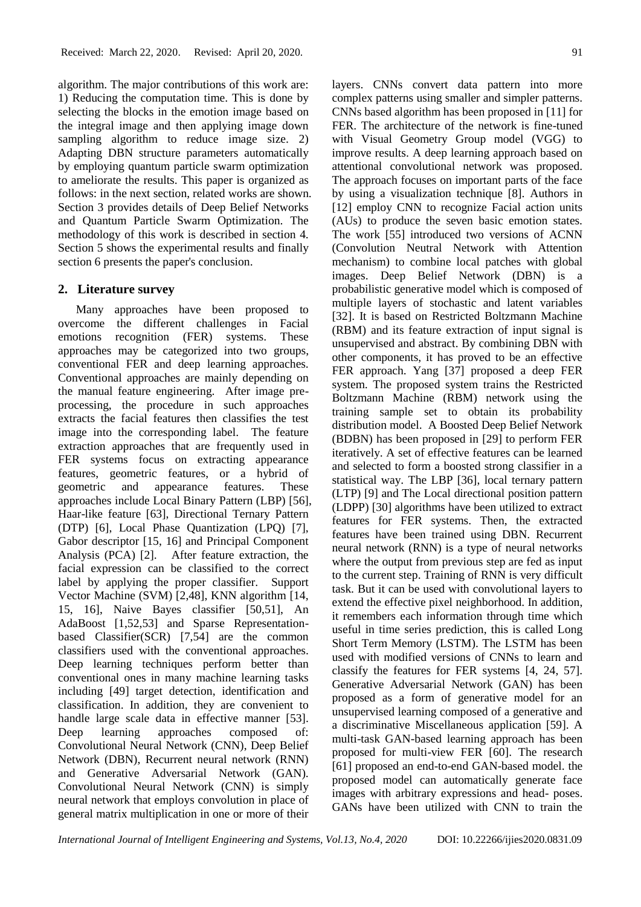algorithm. The major contributions of this work are: 1) Reducing the computation time. This is done by selecting the blocks in the emotion image based on the integral image and then applying image down sampling algorithm to reduce image size. 2) Adapting DBN structure parameters automatically by employing quantum particle swarm optimization to ameliorate the results. This paper is organized as follows: in the next section, related works are shown. Section 3 provides details of Deep Belief Networks and Quantum Particle Swarm Optimization. The methodology of this work is described in section 4. Section 5 shows the experimental results and finally section 6 presents the paper's conclusion.

## 2. Literature survey

Many approaches have been proposed to overcome the different challenges in Facial emotions recognition (FER) systems. These approaches may be categorized into two groups, conventional FER and deep learning approaches. Conventional approaches are mainly depending on the manual feature engineering. After image pre-processing, the procedure in such approaches extracts the facial features then classifies the test image into the corresponding label. The feature extraction approaches that are frequently used in FER systems focus on extracting appearance features, geometric features, or a hybrid of geometric and appearance features. These approaches include Local Binary Pattern (LBP) [56], Haar-like feature [63], Directional Ternary Pattern (DTP) [6], Local Phase Quantization (LPQ) [7], Gabor descriptor [15, 16] and Principal Component Analysis (PCA) [2]. After feature extraction, the facial expression can be classified to the correct label by applying the proper classifier. Support Vector Machine (SVM) [2,48], KNN algorithm [14, 15, 16], Naive Bayes classifier [50,51], An AdaBoost [1,52,53] and Sparse Representation-based Classifier(SCR) [7,54] are the common classifiers used with the conventional approaches. Deep learning techniques perform better than conventional ones in many machine learning tasks including [49] target detection, identification and classification. In addition, they are convenient to handle large scale data in effective manner [53]. Deep learning approaches composed of: Convolutional Neural Network (CNN), Deep Belief Network (DBN), Recurrent neural network (RNN) and Generative Adversarial Network (GAN). Convolutional Neural Network (CNN) is simply neural network that employs convolution in place of general matrix multiplication in one or more of their layers. CNNs convert data pattern into more complex patterns using smaller and simpler patterns. CNNs based algorithm has been proposed in [11] for FER. The architecture of the network is fine-tuned with Visual Geometry Group model (VGG) to improve results. A deep learning approach based on attentional convolutional network was proposed. The approach focuses on important parts of the face by using a visualization technique [8]. Authors in [12] employ CNN to recognize Facial action units (AUs) to produce the seven basic emotion states. The work [55] introduced two versions of ACNN (Convolution Neutral Network with Attention mechanism) to combine local patches with global images. Deep Belief Network (DBN) is a probabilistic generative model which is composed of multiple layers of stochastic and latent variables [32]. It is based on Restricted Boltzmann Machine (RBM) and its feature extraction of input signal is unsupervised and abstract. By combining DBN with other components, it has proved to be an effective FER approach. Yang [37] proposed a deep FER system. The proposed system trains the Restricted Boltzmann Machine (RBM) network using the training sample set to obtain its probability distribution model. A Boosted Deep Belief Network (BDBN) has been proposed in [29] to perform FER iteratively. A set of effective features can be learned and selected to form a boosted strong classifier in a statistical way. The LBP [36], local ternary pattern (LTP) [9] and The Local directional position pattern (LDPP) [30] algorithms have been utilized to extract features for FER systems. Then, the extracted features have been trained using DBN. Recurrent neural network (RNN) is a type of neural networks where the output from previous step are fed as input to the current step. Training of RNN is very difficult task. But it can be used with convolutional layers to extend the effective pixel neighborhood. In addition, it remembers each information through time which useful in time series prediction, this is called Long Short Term Memory (LSTM). The LSTM has been used with modified versions of CNNs to learn and classify the features for FER systems [4, 24, 57]. Generative Adversarial Network (GAN) has been proposed as a form of generative model for an unsupervised learning composed of a generative and a discriminative Miscellaneous application [59]. A multi-task GAN-based learning approach has been proposed for multi-view FER [60]. The research [61] proposed an end-to-end GAN-based model. the proposed model can automatically generate face images with arbitrary expressions and head- poses. GANs have been utilized with CNN to train the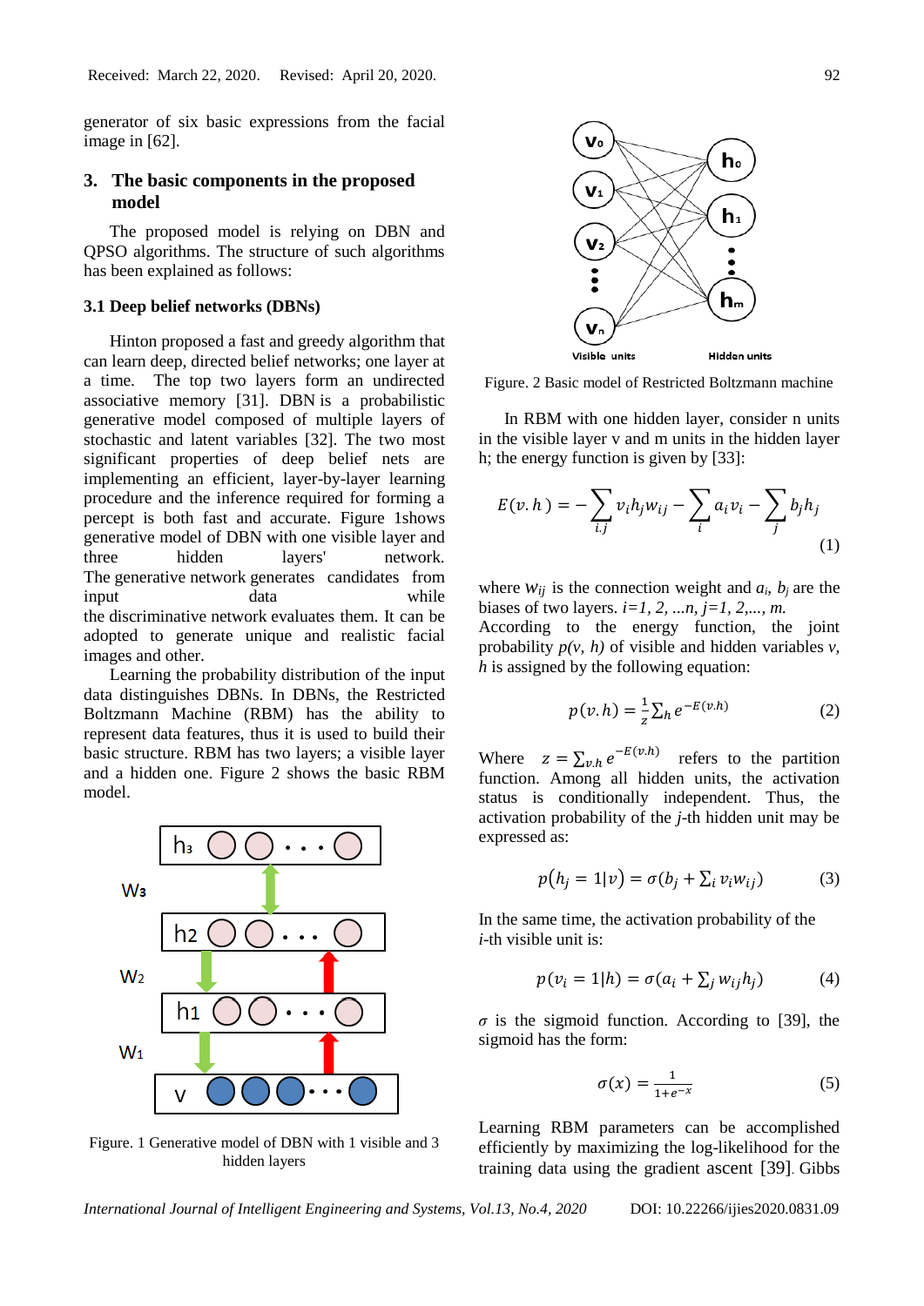generator of six basic expressions from the facial image in [62].

## 3. The basic components in the proposed model

The proposed model is relying on DBN and QPSO algorithms. The structure of such algorithms has been explained as follows:

### 3.1 Deep belief networks (DBNs)

Hinton proposed a fast and greedy algorithm that can learn deep, directed belief networks; one layer at a time. The top two layers form an undirected associative memory [31]. DBN is a probabilistic generative model composed of multiple layers of stochastic and latent variables [32]. The two most significant properties of deep belief nets are implementing an efficient, layer-by-layer learning procedure and the inference required for forming a percept is both fast and accurate. Figure 1shows generative model of DBN with one visible layer and three hidden layers' network. The generative network generates candidates from input data while the discriminative network evaluates them. It can be adopted to generate unique and realistic facial images and other.

Learning the probability distribution of the input data distinguishes DBNs. In DBNs, the Restricted Boltzmann Machine (RBM) has the ability to represent data features, thus it is used to build their basic structure. RBM has two layers; a visible layer and a hidden one. Figure 2 shows the basic RBM model.

Figure. 1 Generative model of DBN with 1 visible and 3 hidden layers

Figure. 2 Basic model of Restricted Boltzmann machine

In RBM with one hidden layer, consider n units in the visible layer v and m units in the hidden layer h; the energy function is given by [33]:

$$E(v.h) = -\sum_{i.j} v_i h_j w_{ij} - \sum_i a_i v_i - \sum_j b_j h_j \tag{1}$$

where $w_{ij}$ is the connection weight and $a_i$, $b_j$ are the biases of two layers. $i=1, 2, ...n, j=1, 2,..., m.$ According to the energy function, the joint probability $p(v, h)$ of visible and hidden variables $v$, $h$ is assigned by the following equation:

$$p(v.h) = \frac{1}{z}\sum_h e^{-E(v.h)} \tag{2}$$

Where $z = \sum_{v.h} e^{-E(v.h)}$ refers to the partition function. Among all hidden units, the activation status is conditionally independent. Thus, the activation probability of the $j$-th hidden unit may be expressed as:

$$p(h_j = 1|v) = \sigma(b_j + \sum_i v_i w_{ij}) \tag{3}$$

In the same time, the activation probability of the $i$-th visible unit is:

$$p(v_i = 1|h) = \sigma(a_i + \sum_j w_{ij} h_j) \tag{4}$$

$\sigma$ is the sigmoid function. According to [39], the sigmoid has the form:

$$\sigma(x) = \frac{1}{1+e^{-x}} \tag{5}$$

Learning RBM parameters can be accomplished efficiently by maximizing the log-likelihood for the training data using the gradient ascent [39]. Gibbs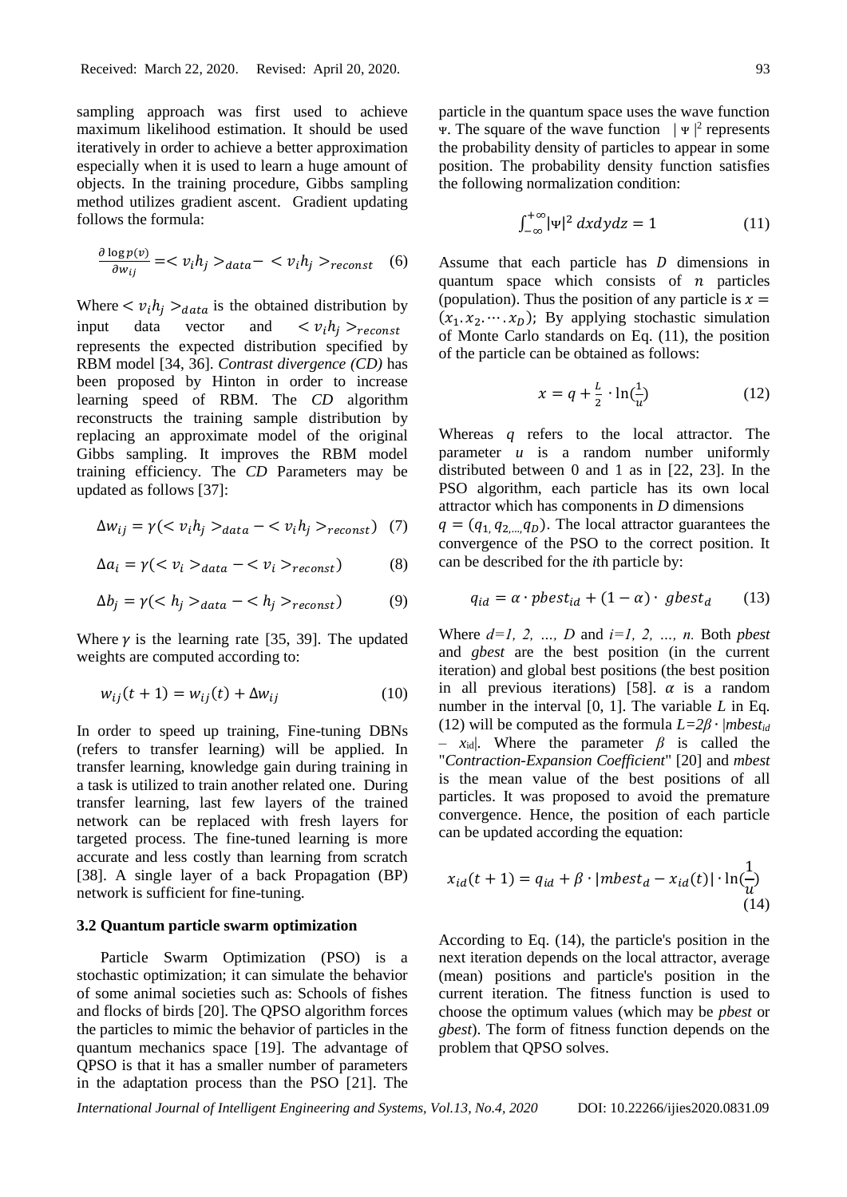sampling approach was first used to achieve maximum likelihood estimation. It should be used iteratively in order to achieve a better approximation especially when it is used to learn a huge amount of objects. In the training procedure, Gibbs sampling method utilizes gradient ascent. Gradient updating follows the formula:

$$\frac{\partial \log p(v)}{\partial w_{ij}} = < v_i h_j >_{data} - < v_i h_j >_{reconst} \quad (6)$$

Where $< v_i h_j >_{data}$ is the obtained distribution by input data vector and $< v_i h_j >_{reconst}$ represents the expected distribution specified by RBM model [34, 36]. *Contrast divergence (CD)* has been proposed by Hinton in order to increase learning speed of RBM. The *CD* algorithm reconstructs the training sample distribution by replacing an approximate model of the original Gibbs sampling. It improves the RBM model training efficiency. The *CD* Parameters may be updated as follows [37]:

$$\Delta w_{ij} = \gamma(< v_i h_j >_{data} - < v_i h_j >_{reconst}) \quad (7)$$

$$\Delta a_i = \gamma(< v_i >_{data} - < v_i >_{reconst}) \quad (8)$$

$$\Delta b_j = \gamma(< h_j >_{data} - < h_j >_{reconst}) \quad (9)$$

Where $\gamma$ is the learning rate [35, 39]. The updated weights are computed according to:

$$w_{ij}(t+1) = w_{ij}(t) + \Delta w_{ij} \quad (10)$$

In order to speed up training, Fine-tuning DBNs (refers to transfer learning) will be applied. In transfer learning, knowledge gain during training in a task is utilized to train another related one. During transfer learning, last few layers of the trained network can be replaced with fresh layers for targeted process. The fine-tuned learning is more accurate and less costly than learning from scratch [38]. A single layer of a back Propagation (BP) network is sufficient for fine-tuning.

### 3.2 Quantum particle swarm optimization

Particle Swarm Optimization (PSO) is a stochastic optimization; it can simulate the behavior of some animal societies such as: Schools of fishes and flocks of birds [20]. The QPSO algorithm forces the particles to mimic the behavior of particles in the quantum mechanics space [19]. The advantage of QPSO is that it has a smaller number of parameters in the adaptation process than the PSO [21]. The particle in the quantum space uses the wave function $\Psi$. The square of the wave function $|\Psi|^2$ represents the probability density of particles to appear in some position. The probability density function satisfies the following normalization condition:

$$\int_{-\infty}^{+\infty} |\Psi|^2 \, dxdydz = 1 \quad (11)$$

Assume that each particle has $D$ dimensions in quantum space which consists of $n$ particles (population). Thus the position of any particle is $x = (x_1 . x_2 . \cdots . x_D)$; By applying stochastic simulation of Monte Carlo standards on Eq. (11), the position of the particle can be obtained as follows:

$$x = q + \frac{L}{2} \cdot \ln(\frac{1}{u}) \quad (12)$$

Whereas $q$ refers to the local attractor. The parameter $u$ is a random number uniformly distributed between 0 and 1 as in [22, 23]. In the PSO algorithm, each particle has its own local attractor which has components in $D$ dimensions $q = (q_1, q_2, \dots, q_D)$. The local attractor guarantees the convergence of the PSO to the correct position. It can be described for the *i*th particle by:

$$q_{id} = \alpha \cdot pbest_{id} + (1 - \alpha) \cdot gbest_d \quad (13)$$

Where $d=1, 2, \dots, D$ and $i=1, 2, \dots, n$. Both *pbest* and *gbest* are the best position (in the current iteration) and global best positions (the best position in all previous iterations) [58]. $\alpha$ is a random number in the interval [0, 1]. The variable $L$ in Eq. (12) will be computed as the formula $L=2\beta \cdot |mbest_{id} - x_{id}|$. Where the parameter $\beta$ is called the "*Contraction-Expansion Coefficient*" [20] and *mbest* is the mean value of the best positions of all particles. It was proposed to avoid the premature convergence. Hence, the position of each particle can be updated according the equation:

$$x_{id}(t+1) = q_{id} + \beta \cdot |mbest_d - x_{id}(t)| \cdot \ln(\frac{1}{u}) \quad (14)$$

According to Eq. (14), the particle's position in the next iteration depends on the local attractor, average (mean) positions and particle's position in the current iteration. The fitness function is used to choose the optimum values (which may be *pbest* or *gbest*). The form of fitness function depends on the problem that QPSO solves.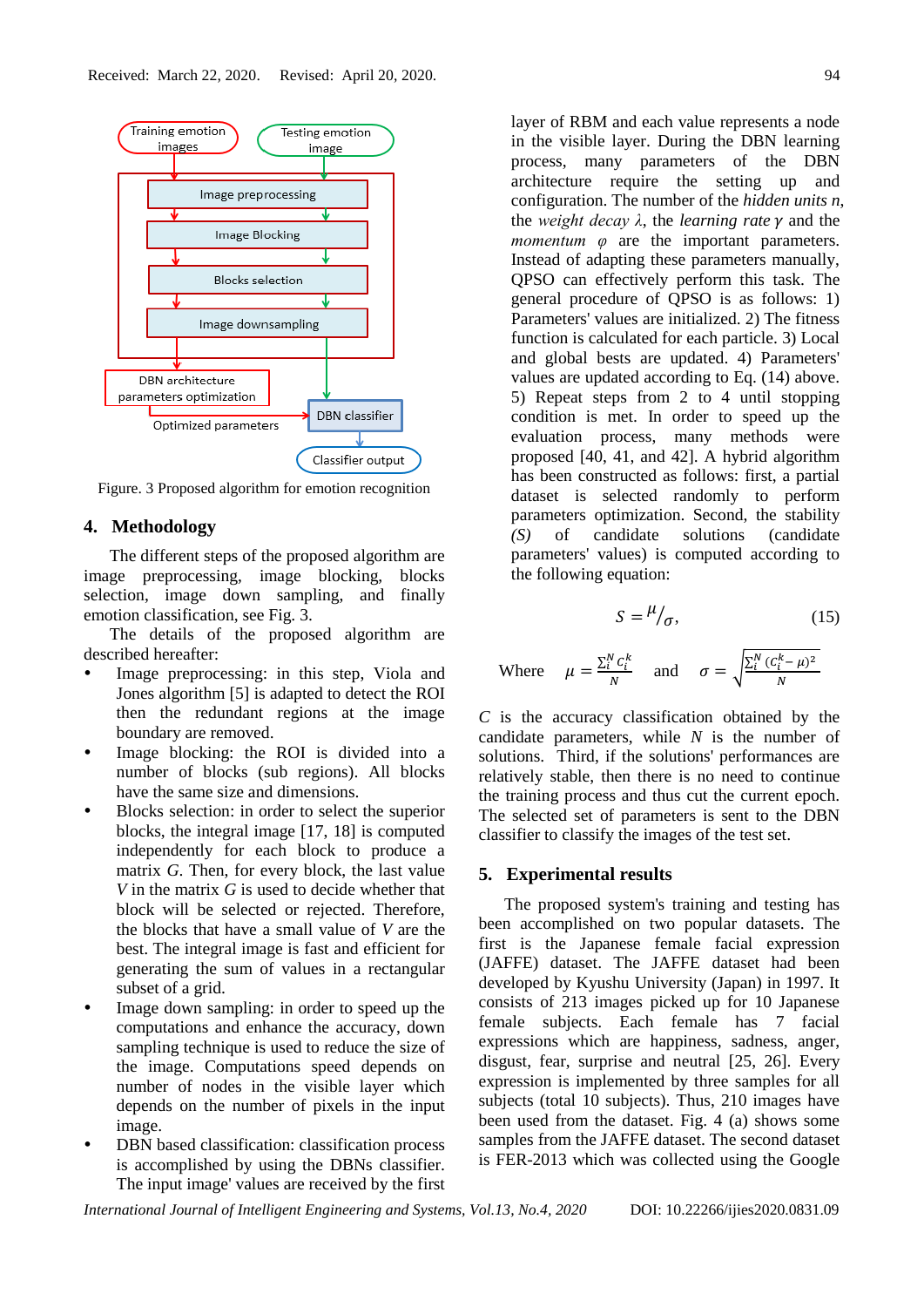Figure. 3 Proposed algorithm for emotion recognition

## 4. Methodology

The different steps of the proposed algorithm are image preprocessing, image blocking, blocks selection, image down sampling, and finally emotion classification, see Fig. 3.

The details of the proposed algorithm are described hereafter:

- Image preprocessing: in this step, Viola and Jones algorithm [5] is adapted to detect the ROI then the redundant regions at the image boundary are removed.
- Image blocking: the ROI is divided into a number of blocks (sub regions). All blocks have the same size and dimensions.
- Blocks selection: in order to select the superior blocks, the integral image [17, 18] is computed independently for each block to produce a matrix *G*. Then, for every block, the last value *V* in the matrix *G* is used to decide whether that block will be selected or rejected. Therefore, the blocks that have a small value of *V* are the best. The integral image is fast and efficient for generating the sum of values in a rectangular subset of a grid.
- Image down sampling: in order to speed up the computations and enhance the accuracy, down sampling technique is used to reduce the size of the image. Computations speed depends on number of nodes in the visible layer which depends on the number of pixels in the input image.
- DBN based classification: classification process is accomplished by using the DBNs classifier. The input image' values are received by the first layer of RBM and each value represents a node in the visible layer. During the DBN learning process, many parameters of the DBN architecture require the setting up and configuration. The number of the *hidden units n*, the *weight decay* $\lambda$, the *learning rate* $\gamma$ and the *momentum* $\varphi$ are the important parameters. Instead of adapting these parameters manually, QPSO can effectively perform this task. The general procedure of QPSO is as follows: 1) Parameters' values are initialized. 2) The fitness function is calculated for each particle. 3) Local and global bests are updated. 4) Parameters' values are updated according to Eq. (14) above. 5) Repeat steps from 2 to 4 until stopping condition is met. In order to speed up the evaluation process, many methods were proposed [40, 41, and 42]. A hybrid algorithm has been constructed as follows: first, a partial dataset is selected randomly to perform parameters optimization. Second, the stability *(S)* of candidate solutions (candidate parameters' values) is computed according to the following equation:

$$S = {}^{\mu}/_{\sigma}, \tag{15}$$

Where $\mu = \frac{\sum_i^N c_i^k}{N}$ and $\sigma = \sqrt{\frac{\sum_i^N (c_i^k - \mu)^2}{N}}$

*C* is the accuracy classification obtained by the candidate parameters, while *N* is the number of solutions. Third, if the solutions' performances are relatively stable, then there is no need to continue the training process and thus cut the current epoch. The selected set of parameters is sent to the DBN classifier to classify the images of the test set.

## 5. Experimental results

The proposed system's training and testing has been accomplished on two popular datasets. The first is the Japanese female facial expression (JAFFE) dataset. The JAFFE dataset had been developed by Kyushu University (Japan) in 1997. It consists of 213 images picked up for 10 Japanese female subjects. Each female has 7 facial expressions which are happiness, sadness, anger, disgust, fear, surprise and neutral [25, 26]. Every expression is implemented by three samples for all subjects (total 10 subjects). Thus, 210 images have been used from the dataset. Fig. 4 (a) shows some samples from the JAFFE dataset. The second dataset is FER-2013 which was collected using the Google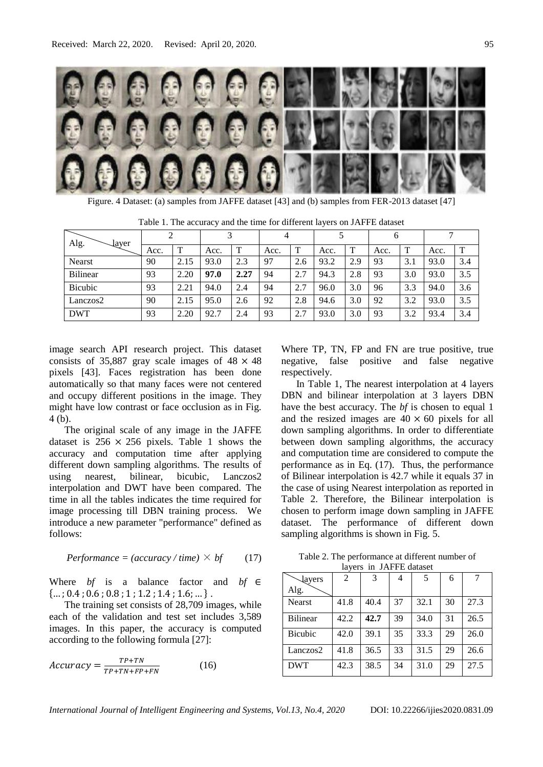Figure. 4 Dataset: (a) samples from JAFFE dataset [43] and (b) samples from FER-2013 dataset [47]

Table 1. The accuracy and the time for different layers on JAFFE dataset

| Alg. \ layer | 2 | | 3 | | 4 | | 5 | | 6 | | 7 | |
|---|---|---|---|---|---|---|---|---|---|---|---|---|
| | Acc. | T | Acc. | T | Acc. | T | Acc. | T | Acc. | T | Acc. | T |
| Nearst | 90 | 2.15 | 93.0 | 2.3 | 97 | 2.6 | 93.2 | 2.9 | 93 | 3.1 | 93.0 | 3.4 |
| Bilinear | 93 | 2.20 | **97.0** | **2.27** | 94 | 2.7 | 94.3 | 2.8 | 93 | 3.0 | 93.0 | 3.5 |
| Bicubic | 93 | 2.21 | 94.0 | 2.4 | 94 | 2.7 | 96.0 | 3.0 | 96 | 3.3 | 94.0 | 3.6 |
| Lanczos2 | 90 | 2.15 | 95.0 | 2.6 | 92 | 2.8 | 94.6 | 3.0 | 92 | 3.2 | 93.0 | 3.5 |
| DWT | 93 | 2.20 | 92.7 | 2.4 | 93 | 2.7 | 93.0 | 3.0 | 93 | 3.2 | 93.4 | 3.4 |

image search API research project. This dataset consists of 35,887 gray scale images of $48 \times 48$ pixels [43]. Faces registration has been done automatically so that many faces were not centered and occupy different positions in the image. They might have low contrast or face occlusion as in Fig. 4 (b).

The original scale of any image in the JAFFE dataset is $256 \times 256$ pixels. Table 1 shows the accuracy and computation time after applying different down sampling algorithms. The results of using nearest, bilinear, bicubic, Lanczos2 interpolation and DWT have been compared. The time in all the tables indicates the time required for image processing till DBN training process. We introduce a new parameter "performance" defined as follows:

$$Performance = (accuracy / time) \times bf \qquad (17)$$

Where $bf$ is a balance factor and $bf \in \{...; 0.4; 0.6; 0.8; 1; 1.2; 1.4; 1.6; ...\}$.

The training set consists of 28,709 images, while each of the validation and test set includes 3,589 images. In this paper, the accuracy is computed according to the following formula [27]:

$$Accuracy = \frac{TP+TN}{TP+TN+FP+FN} \qquad (16)$$

Where TP, TN, FP and FN are true positive, true negative, false positive and false negative respectively.

In Table 1, The nearest interpolation at 4 layers DBN and bilinear interpolation at 3 layers DBN have the best accuracy. The $bf$ is chosen to equal 1 and the resized images are $40 \times 60$ pixels for all down sampling algorithms. In order to differentiate between down sampling algorithms, the accuracy and computation time are considered to compute the performance as in Eq. (17). Thus, the performance of Bilinear interpolation is 42.7 while it equals 37 in the case of using Nearest interpolation as reported in Table 2. Therefore, the Bilinear interpolation is chosen to perform image down sampling in JAFFE dataset. The performance of different down sampling algorithms is shown in Fig. 5.

Table 2. The performance at different number of layers in JAFFE dataset

| layers \ Alg. | 2 | 3 | 4 | 5 | 6 | 7 |
|---|---|---|---|---|---|---|
| Nearst | 41.8 | 40.4 | 37 | 32.1 | 30 | 27.3 |
| Bilinear | 42.2 | **42.7** | 39 | 34.0 | 31 | 26.5 |
| Bicubic | 42.0 | 39.1 | 35 | 33.3 | 29 | 26.0 |
| Lanczos2 | 41.8 | 36.5 | 33 | 31.5 | 29 | 26.6 |
| DWT | 42.3 | 38.5 | 34 | 31.0 | 29 | 27.5 |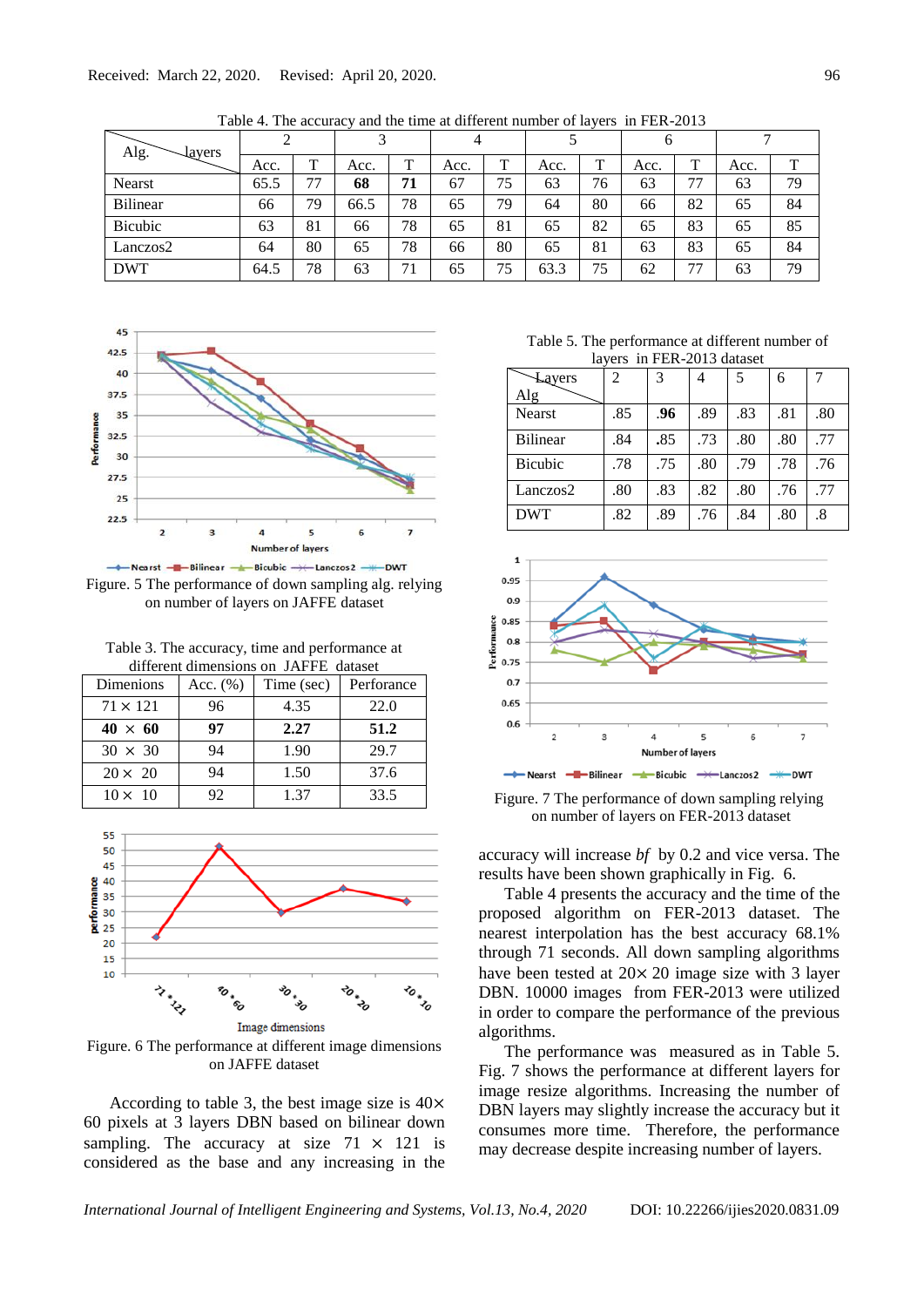Received: March 22, 2020. Revised: April 20, 2020.

Table 4. The accuracy and the time at different number of layers in FER-2013

| Alg. \ layers | 2 | | 3 | | 4 | | 5 | | 6 | | 7 | |
|---|---|---|---|---|---|---|---|---|---|---|---|---|
| | Acc. | T | Acc. | T | Acc. | T | Acc. | T | Acc. | T | Acc. | T |
| Nearst | 65.5 | 77 | **68** | **71** | 67 | 75 | 63 | 76 | 63 | 77 | 63 | 79 |
| Bilinear | 66 | 79 | 66.5 | 78 | 65 | 79 | 64 | 80 | 66 | 82 | 65 | 84 |
| Bicubic | 63 | 81 | 66 | 78 | 65 | 81 | 65 | 82 | 65 | 83 | 65 | 85 |
| Lanczos2 | 64 | 80 | 65 | 78 | 66 | 80 | 65 | 81 | 63 | 83 | 65 | 84 |
| DWT | 64.5 | 78 | 63 | 71 | 65 | 75 | 63.3 | 75 | 62 | 77 | 63 | 79 |

Figure. 5 The performance of down sampling alg. relying on number of layers on JAFFE dataset

Table 3. The accuracy, time and performance at different dimensions on JAFFE dataset

| Dimenions | Acc. (%) | Time (sec) | Perforance |
|---|---|---|---|
| 71 × 121 | 96 | 4.35 | 22.0 |
| **40 × 60** | **97** | **2.27** | **51.2** |
| 30 × 30 | 94 | 1.90 | 29.7 |
| 20 × 20 | 94 | 1.50 | 37.6 |
| 10 × 10 | 92 | 1.37 | 33.5 |

Figure. 6 The performance at different image dimensions on JAFFE dataset

According to table 3, the best image size is 40× 60 pixels at 3 layers DBN based on bilinear down sampling. The accuracy at size 71 × 121 is considered as the base and any increasing in the accuracy will increase *bf* by 0.2 and vice versa. The results have been shown graphically in Fig. 6.

Table 5. The performance at different number of layers in FER-2013 dataset

| Alg \ Layers | 2 | 3 | 4 | 5 | 6 | 7 |
|---|---|---|---|---|---|---|
| Nearst | .85 | **.96** | .89 | .83 | .81 | .80 |
| Bilinear | .84 | .85 | .73 | .80 | .80 | .77 |
| Bicubic | .78 | .75 | .80 | .79 | .78 | .76 |
| Lanczos2 | .80 | .83 | .82 | .80 | .76 | .77 |
| DWT | .82 | .89 | .76 | .84 | .80 | .8 |

Figure. 7 The performance of down sampling relying on number of layers on FER-2013 dataset

Table 4 presents the accuracy and the time of the proposed algorithm on FER-2013 dataset. The nearest interpolation has the best accuracy 68.1% through 71 seconds. All down sampling algorithms have been tested at 20× 20 image size with 3 layer DBN. 10000 images from FER-2013 were utilized in order to compare the performance of the previous algorithms.

The performance was measured as in Table 5. Fig. 7 shows the performance at different layers for image resize algorithms. Increasing the number of DBN layers may slightly increase the accuracy but it consumes more time. Therefore, the performance may decrease despite increasing number of layers.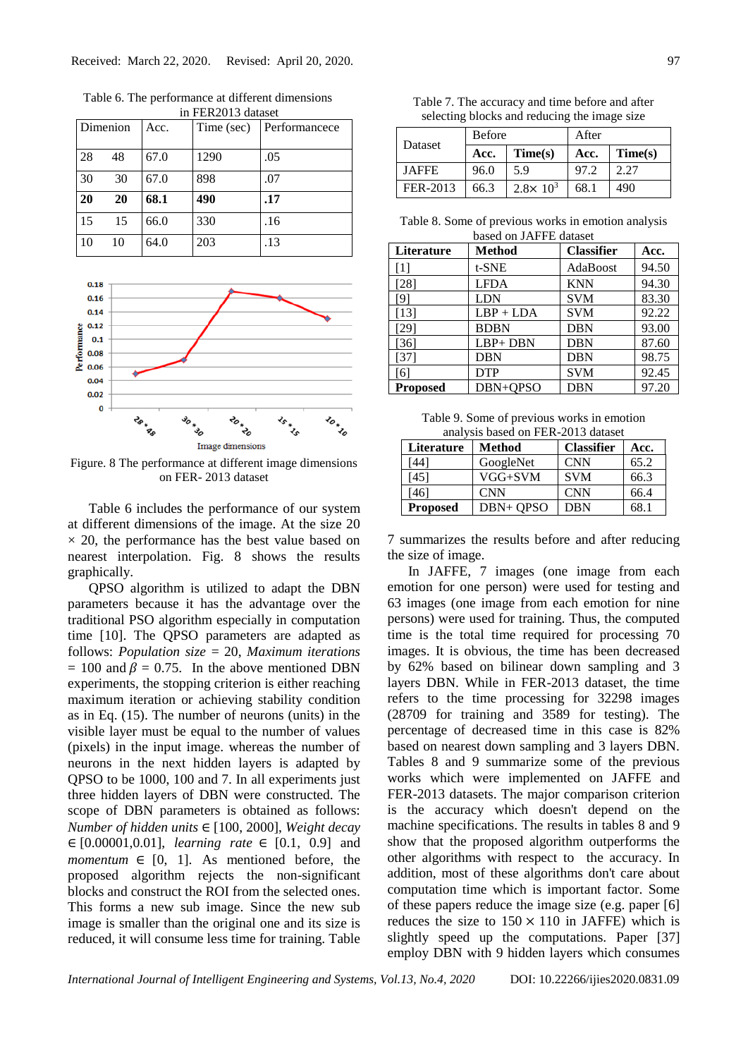Table 6. The performance at different dimensions in FER2013 dataset

| Dimenion | | Acc. | Time (sec) | Performancece |
|---|---|---|---|---|
| 28 | 48 | 67.0 | 1290 | .05 |
| 30 | 30 | 67.0 | 898 | .07 |
| **20** | **20** | **68.1** | **490** | **.17** |
| 15 | 15 | 66.0 | 330 | .16 |
| 10 | 10 | 64.0 | 203 | .13 |

Figure. 8 The performance at different image dimensions on FER- 2013 dataset

Table 6 includes the performance of our system at different dimensions of the image. At the size 20 × 20, the performance has the best value based on nearest interpolation. Fig. 8 shows the results graphically.

QPSO algorithm is utilized to adapt the DBN parameters because it has the advantage over the traditional PSO algorithm especially in computation time [10]. The QPSO parameters are adapted as follows: *Population size* = 20, *Maximum iterations* = 100 and $\beta$ = 0.75. In the above mentioned DBN experiments, the stopping criterion is either reaching maximum iteration or achieving stability condition as in Eq. (15). The number of neurons (units) in the visible layer must be equal to the number of values (pixels) in the input image. whereas the number of neurons in the next hidden layers is adapted by QPSO to be 1000, 100 and 7. In all experiments just three hidden layers of DBN were constructed. The scope of DBN parameters is obtained as follows: *Number of hidden units* $\in$ [100, 2000], *Weight decay* $\in$ [0.00001,0.01], *learning rate* $\in$ [0.1, 0.9] and *momentum* $\in$ [0, 1]. As mentioned before, the proposed algorithm rejects the non-significant blocks and construct the ROI from the selected ones. This forms a new sub image. Since the new sub image is smaller than the original one and its size is reduced, it will consume less time for training. Table 7 summarizes the results before and after reducing the size of image.

Table 7. The accuracy and time before and after selecting blocks and reducing the image size

| Dataset | Before | | After | |
|---|---|---|---|---|
| | **Acc.** | **Time(s)** | **Acc.** | **Time(s)** |
| JAFFE | 96.0 | 5.9 | 97.2 | 2.27 |
| FER-2013 | 66.3 | $2.8\times 10^3$ | 68.1 | 490 |

Table 8. Some of previous works in emotion analysis based on JAFFE dataset

| **Literature** | **Method** | **Classifier** | **Acc.** |
|---|---|---|---|
| [1] | t-SNE | AdaBoost | 94.50 |
| [28] | LFDA | KNN | 94.30 |
| [9] | LDN | SVM | 83.30 |
| [13] | LBP + LDA | SVM | 92.22 |
| [29] | BDBN | DBN | 93.00 |
| [36] | LBP+ DBN | DBN | 87.60 |
| [37] | DBN | DBN | 98.75 |
| [6] | DTP | SVM | 92.45 |
| **Proposed** | DBN+QPSO | DBN | 97.20 |

Table 9. Some of previous works in emotion analysis based on FER-2013 dataset

| **Literature** | **Method** | **Classifier** | **Acc.** |
|---|---|---|---|
| [44] | GoogleNet | CNN | 65.2 |
| [45] | VGG+SVM | SVM | 66.3 |
| [46] | CNN | CNN | 66.4 |
| **Proposed** | DBN+ QPSO | DBN | 68.1 |

In JAFFE, 7 images (one image from each emotion for one person) were used for testing and 63 images (one image from each emotion for nine persons) were used for training. Thus, the computed time is the total time required for processing 70 images. It is obvious, the time has been decreased by 62% based on bilinear down sampling and 3 layers DBN. While in FER-2013 dataset, the time refers to the time processing for 32298 images (28709 for training and 3589 for testing). The percentage of decreased time in this case is 82% based on nearest down sampling and 3 layers DBN. Tables 8 and 9 summarize some of the previous works which were implemented on JAFFE and FER-2013 datasets. The major comparison criterion is the accuracy which doesn't depend on the machine specifications. The results in tables 8 and 9 show that the proposed algorithm outperforms the other algorithms with respect to the accuracy. In addition, most of these algorithms don't care about computation time which is important factor. Some of these papers reduce the image size (e.g. paper [6] reduces the size to 150 × 110 in JAFFE) which is slightly speed up the computations. Paper [37] employ DBN with 9 hidden layers which consumes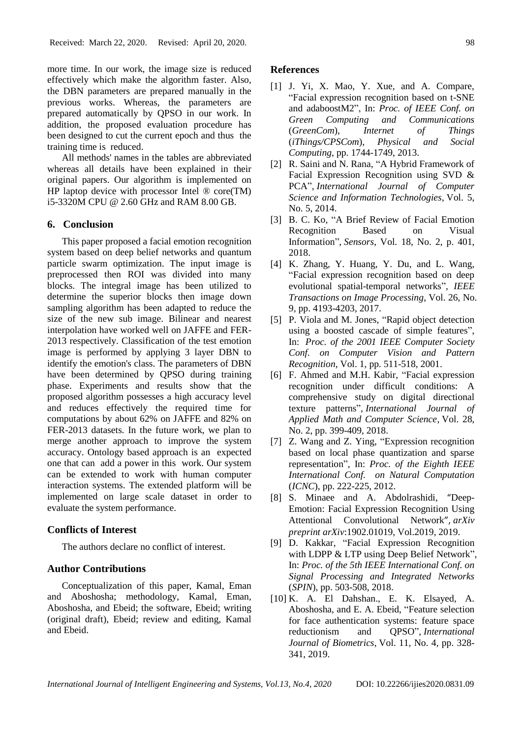more time. In our work, the image size is reduced effectively which make the algorithm faster. Also, the DBN parameters are prepared manually in the previous works. Whereas, the parameters are prepared automatically by QPSO in our work. In addition, the proposed evaluation procedure has been designed to cut the current epoch and thus the training time is reduced.

All methods' names in the tables are abbreviated whereas all details have been explained in their original papers. Our algorithm is implemented on HP laptop device with processor Intel ® core(TM) i5-3320M CPU @ 2.60 GHz and RAM 8.00 GB.

## 6. Conclusion

This paper proposed a facial emotion recognition system based on deep belief networks and quantum particle swarm optimization. The input image is preprocessed then ROI was divided into many blocks. The integral image has been utilized to determine the superior blocks then image down sampling algorithm has been adapted to reduce the size of the new sub image. Bilinear and nearest interpolation have worked well on JAFFE and FER-2013 respectively. Classification of the test emotion image is performed by applying 3 layer DBN to identify the emotion's class. The parameters of DBN have been determined by QPSO during training phase. Experiments and results show that the proposed algorithm possesses a high accuracy level and reduces effectively the required time for computations by about 62% on JAFFE and 82% on FER-2013 datasets. In the future work, we plan to merge another approach to improve the system accuracy. Ontology based approach is an expected one that can add a power in this work. Our system can be extended to work with human computer interaction systems. The extended platform will be implemented on large scale dataset in order to evaluate the system performance.

## Conflicts of Interest

The authors declare no conflict of interest.

## Author Contributions

Conceptualization of this paper, Kamal, Eman and Aboshosha; methodology, Kamal, Eman, Aboshosha, and Ebeid; the software, Ebeid; writing (original draft), Ebeid; review and editing, Kamal and Ebeid.

## References

[1] J. Yi, X. Mao, Y. Xue, and A. Compare, "Facial expression recognition based on t-SNE and adaboostM2", In: *Proc. of IEEE Conf. on Green Computing and Communications* (*GreenCom*), *Internet of Things* (*iThings/CPSCom*), *Physical and Social Computing*, pp. 1744-1749, 2013.

[2] R. Saini and N. Rana, "A Hybrid Framework of Facial Expression Recognition using SVD & PCA", *International Journal of Computer Science and Information Technologies*, Vol. 5, No. 5, 2014.

[3] B. C. Ko, "A Brief Review of Facial Emotion Recognition Based on Visual Information", *Sensors*, Vol. 18, No. 2, p. 401, 2018.

[4] K. Zhang, Y. Huang, Y. Du, and L. Wang, "Facial expression recognition based on deep evolutional spatial-temporal networks", *IEEE Transactions on Image Processing*, Vol. 26, No. 9, pp. 4193-4203, 2017.

[5] P. Viola and M. Jones, "Rapid object detection using a boosted cascade of simple features", In: *Proc. of the 2001 IEEE Computer Society Conf. on Computer Vision and Pattern Recognition*, Vol. 1, pp. 511-518, 2001.

[6] F. Ahmed and M.H. Kabir, "Facial expression recognition under difficult conditions: A comprehensive study on digital directional texture patterns", *International Journal of Applied Math and Computer Science*, Vol. 28, No. 2, pp. 399-409, 2018.

[7] Z. Wang and Z. Ying, "Expression recognition based on local phase quantization and sparse representation", In: *Proc. of the Eighth IEEE International Conf. on Natural Computation* (*ICNC*), pp. 222-225, 2012.

[8] S. Minaee and A. Abdolrashidi, "Deep-Emotion: Facial Expression Recognition Using Attentional Convolutional Network", *arXiv preprint arXiv*:1902.01019, Vol.2019, 2019.

[9] D. Kakkar, "Facial Expression Recognition with LDPP & LTP using Deep Belief Network", In: *Proc. of the 5th IEEE International Conf. on Signal Processing and Integrated Networks* (*SPIN*), pp. 503-508, 2018.

[10] K. A. El Dahshan., E. K. Elsayed, A. Aboshosha, and E. A. Ebeid, "Feature selection for face authentication systems: feature space reductionism and QPSO", *International Journal of Biometrics*, Vol. 11, No. 4, pp. 328-341, 2019.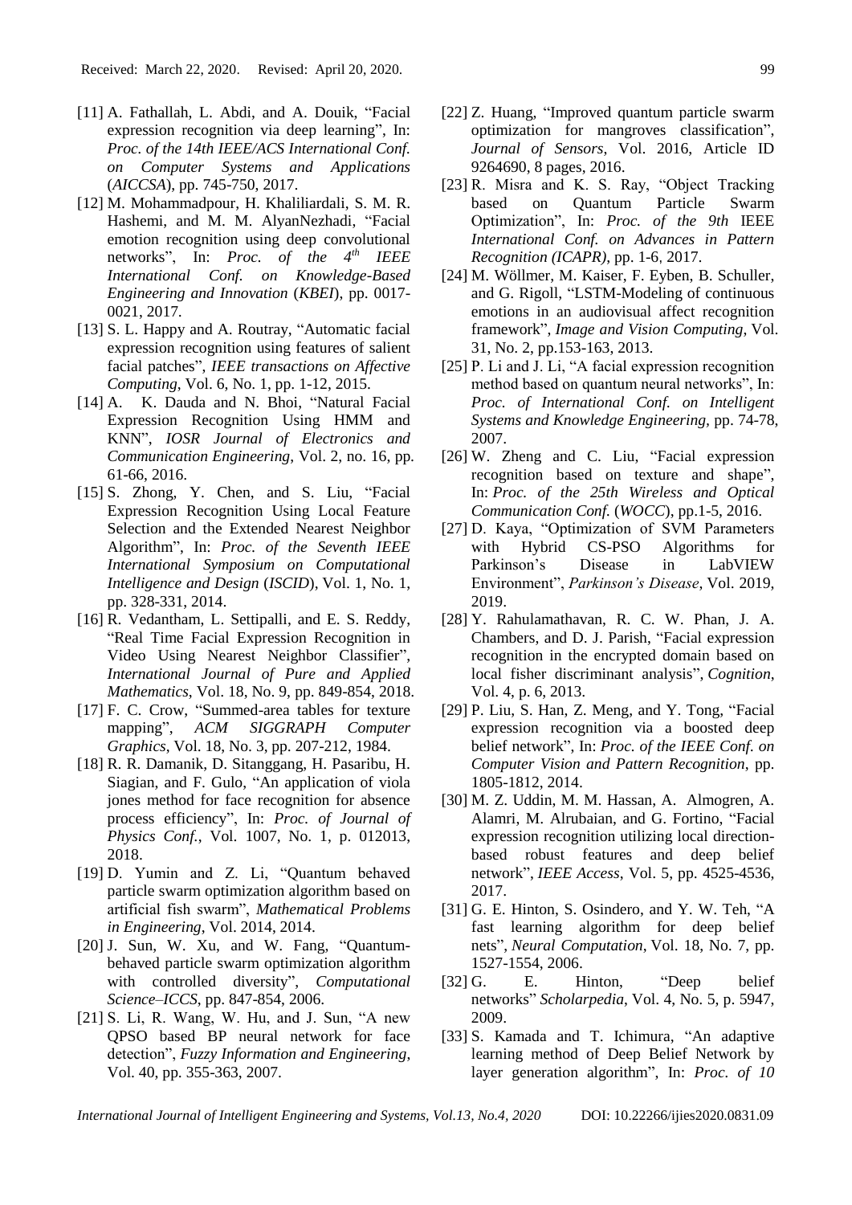[11] A. Fathallah, L. Abdi, and A. Douik, "Facial expression recognition via deep learning", In: *Proc. of the 14th IEEE/ACS International Conf. on Computer Systems and Applications* (*AICCSA*), pp. 745-750, 2017.

[12] M. Mohammadpour, H. Khaliliardali, S. M. R. Hashemi, and M. M. AlyanNezhadi, "Facial emotion recognition using deep convolutional networks", In: *Proc. of the 4th IEEE International Conf. on Knowledge-Based Engineering and Innovation* (*KBEI*), pp. 0017-0021, 2017.

[13] S. L. Happy and A. Routray, "Automatic facial expression recognition using features of salient facial patches", *IEEE transactions on Affective Computing*, Vol. 6, No. 1, pp. 1-12, 2015.

[14] A. K. Dauda and N. Bhoi, "Natural Facial Expression Recognition Using HMM and KNN", *IOSR Journal of Electronics and Communication Engineering*, Vol. 2, no. 16, pp. 61-66, 2016.

[15] S. Zhong, Y. Chen, and S. Liu, "Facial Expression Recognition Using Local Feature Selection and the Extended Nearest Neighbor Algorithm", In: *Proc. of the Seventh IEEE International Symposium on Computational Intelligence and Design* (*ISCID*), Vol. 1, No. 1, pp. 328-331, 2014.

[16] R. Vedantham, L. Settipalli, and E. S. Reddy, "Real Time Facial Expression Recognition in Video Using Nearest Neighbor Classifier", *International Journal of Pure and Applied Mathematics*, Vol. 18, No. 9, pp. 849-854, 2018.

[17] F. C. Crow, "Summed-area tables for texture mapping", *ACM SIGGRAPH Computer Graphics*, Vol. 18, No. 3, pp. 207-212, 1984.

[18] R. R. Damanik, D. Sitanggang, H. Pasaribu, H. Siagian, and F. Gulo, "An application of viola jones method for face recognition for absence process efficiency", In: *Proc. of Journal of Physics Conf.*, Vol. 1007, No. 1, p. 012013, 2018.

[19] D. Yumin and Z. Li, "Quantum behaved particle swarm optimization algorithm based on artificial fish swarm", *Mathematical Problems in Engineering*, Vol. 2014, 2014.

[20] J. Sun, W. Xu, and W. Fang, "Quantum-behaved particle swarm optimization algorithm with controlled diversity", *Computational Science–ICCS*, pp. 847-854, 2006.

[21] S. Li, R. Wang, W. Hu, and J. Sun, "A new QPSO based BP neural network for face detection", *Fuzzy Information and Engineering*, Vol. 40, pp. 355-363, 2007.

[22] Z. Huang, "Improved quantum particle swarm optimization for mangroves classification", *Journal of Sensors*, Vol. 2016, Article ID 9264690, 8 pages, 2016.

[23] R. Misra and K. S. Ray, "Object Tracking based on Quantum Particle Swarm Optimization", In: *Proc. of the 9th* IEEE *International Conf. on Advances in Pattern Recognition (ICAPR)*, pp. 1-6, 2017.

[24] M. Wöllmer, M. Kaiser, F. Eyben, B. Schuller, and G. Rigoll, "LSTM-Modeling of continuous emotions in an audiovisual affect recognition framework", *Image and Vision Computing*, Vol. 31, No. 2, pp.153-163, 2013.

[25] P. Li and J. Li, "A facial expression recognition method based on quantum neural networks", In: *Proc. of International Conf. on Intelligent Systems and Knowledge Engineering*, pp. 74-78, 2007.

[26] W. Zheng and C. Liu, "Facial expression recognition based on texture and shape", In: *Proc. of the 25th Wireless and Optical Communication Conf.* (*WOCC*), pp.1-5, 2016.

[27] D. Kaya, "Optimization of SVM Parameters with Hybrid CS-PSO Algorithms for Parkinson's Disease in LabVIEW Environment", *Parkinson's Disease*, Vol. 2019, 2019.

[28] Y. Rahulamathavan, R. C. W. Phan, J. A. Chambers, and D. J. Parish, "Facial expression recognition in the encrypted domain based on local fisher discriminant analysis", *Cognition*, Vol. 4, p. 6, 2013.

[29] P. Liu, S. Han, Z. Meng, and Y. Tong, "Facial expression recognition via a boosted deep belief network", In: *Proc. of the IEEE Conf. on Computer Vision and Pattern Recognition*, pp. 1805-1812, 2014.

[30] M. Z. Uddin, M. M. Hassan, A. Almogren, A. Alamri, M. Alrubaian, and G. Fortino, "Facial expression recognition utilizing local direction-based robust features and deep belief network", *IEEE Access*, Vol. 5, pp. 4525-4536, 2017.

[31] G. E. Hinton, S. Osindero, and Y. W. Teh, "A fast learning algorithm for deep belief nets", *Neural Computation*, Vol. 18, No. 7, pp. 1527-1554, 2006.

[32] G. E. Hinton, "Deep belief networks" *Scholarpedia*, Vol. 4, No. 5, p. 5947, 2009.

[33] S. Kamada and T. Ichimura, "An adaptive learning method of Deep Belief Network by layer generation algorithm", In: *Proc. of 10*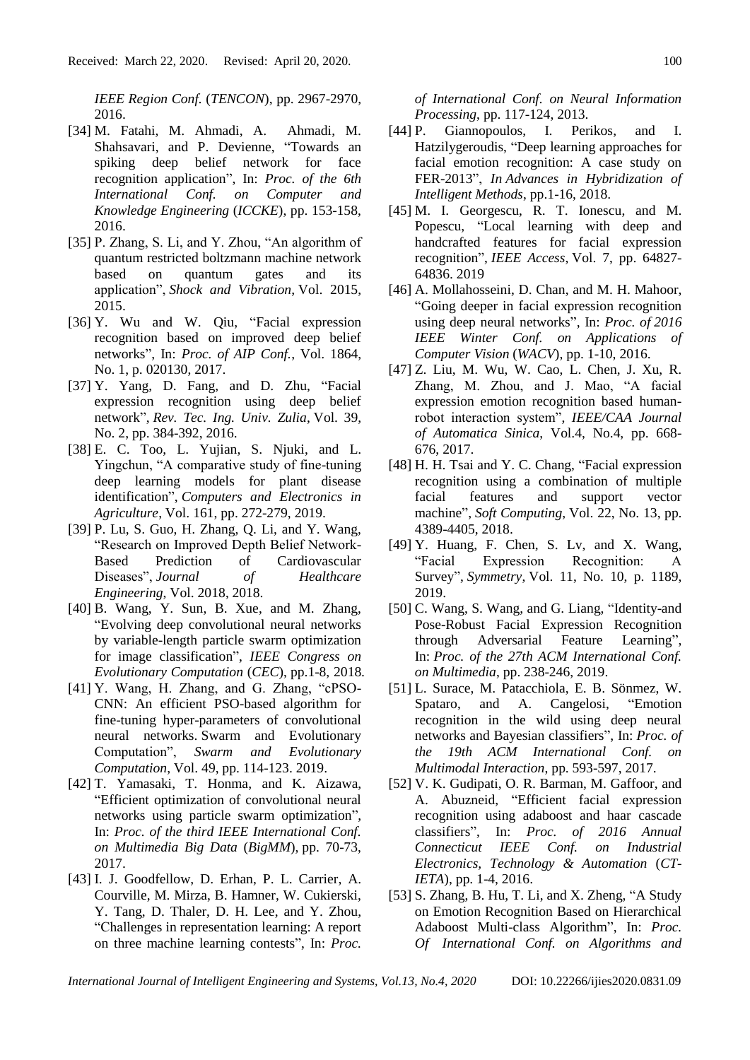*IEEE Region Conf.* (*TENCON*), pp. 2967-2970, 2016.

[34] M. Fatahi, M. Ahmadi, A. Ahmadi, M. Shahsavari, and P. Devienne, "Towards an spiking deep belief network for face recognition application", In: *Proc. of the 6th International Conf. on Computer and Knowledge Engineering* (*ICCKE*), pp. 153-158, 2016.

[35] P. Zhang, S. Li, and Y. Zhou, "An algorithm of quantum restricted boltzmann machine network based on quantum gates and its application", *Shock and Vibration*, Vol. 2015, 2015.

[36] Y. Wu and W. Qiu, "Facial expression recognition based on improved deep belief networks", In: *Proc. of AIP Conf.*, Vol. 1864, No. 1, p. 020130, 2017.

[37] Y. Yang, D. Fang, and D. Zhu, "Facial expression recognition using deep belief network", *Rev. Tec. Ing. Univ. Zulia*, Vol. 39, No. 2, pp. 384-392, 2016.

[38] E. C. Too, L. Yujian, S. Njuki, and L. Yingchun, "A comparative study of fine-tuning deep learning models for plant disease identification", *Computers and Electronics in Agriculture*, Vol. 161, pp. 272-279, 2019.

[39] P. Lu, S. Guo, H. Zhang, Q. Li, and Y. Wang, "Research on Improved Depth Belief Network-Based Prediction of Cardiovascular Diseases", *Journal of Healthcare Engineering*, Vol. 2018, 2018.

[40] B. Wang, Y. Sun, B. Xue, and M. Zhang, "Evolving deep convolutional neural networks by variable-length particle swarm optimization for image classification", *IEEE Congress on Evolutionary Computation* (*CEC*), pp.1-8, 2018.

[41] Y. Wang, H. Zhang, and G. Zhang, "cPSO-CNN: An efficient PSO-based algorithm for fine-tuning hyper-parameters of convolutional neural networks. Swarm and Evolutionary Computation", *Swarm and Evolutionary Computation*, Vol. 49, pp. 114-123. 2019.

[42] T. Yamasaki, T. Honma, and K. Aizawa, "Efficient optimization of convolutional neural networks using particle swarm optimization", In: *Proc. of the third IEEE International Conf. on Multimedia Big Data* (*BigMM*), pp. 70-73, 2017.

[43] I. J. Goodfellow, D. Erhan, P. L. Carrier, A. Courville, M. Mirza, B. Hamner, W. Cukierski, Y. Tang, D. Thaler, D. H. Lee, and Y. Zhou, "Challenges in representation learning: A report on three machine learning contests", In: *Proc. of International Conf. on Neural Information Processing*, pp. 117-124, 2013.

[44] P. Giannopoulos, I. Perikos, and I. Hatzilygeroudis, "Deep learning approaches for facial emotion recognition: A case study on FER-2013", *In Advances in Hybridization of Intelligent Methods*, pp.1-16, 2018.

[45] M. I. Georgescu, R. T. Ionescu, and M. Popescu, "Local learning with deep and handcrafted features for facial expression recognition", *IEEE Access*, Vol. 7, pp. 64827-64836. 2019

[46] A. Mollahosseini, D. Chan, and M. H. Mahoor, "Going deeper in facial expression recognition using deep neural networks", In: *Proc. of 2016 IEEE Winter Conf. on Applications of Computer Vision* (*WACV*), pp. 1-10, 2016.

[47] Z. Liu, M. Wu, W. Cao, L. Chen, J. Xu, R. Zhang, M. Zhou, and J. Mao, "A facial expression emotion recognition based human-robot interaction system", *IEEE/CAA Journal of Automatica Sinica*, Vol.4, No.4, pp. 668-676, 2017.

[48] H. H. Tsai and Y. C. Chang, "Facial expression recognition using a combination of multiple facial features and support vector machine", *Soft Computing*, Vol. 22, No. 13, pp. 4389-4405, 2018.

[49] Y. Huang, F. Chen, S. Lv, and X. Wang, "Facial Expression Recognition: A Survey", *Symmetry*, Vol. 11, No. 10, p. 1189, 2019.

[50] C. Wang, S. Wang, and G. Liang, "Identity-and Pose-Robust Facial Expression Recognition through Adversarial Feature Learning", In: *Proc. of the 27th ACM International Conf. on Multimedia*, pp. 238-246, 2019.

[51] L. Surace, M. Patacchiola, E. B. Sönmez, W. Spataro, and A. Cangelosi, "Emotion recognition in the wild using deep neural networks and Bayesian classifiers", In: *Proc. of the 19th ACM International Conf. on Multimodal Interaction*, pp. 593-597, 2017.

[52] V. K. Gudipati, O. R. Barman, M. Gaffoor, and A. Abuzneid, "Efficient facial expression recognition using adaboost and haar cascade classifiers", In: *Proc. of 2016 Annual Connecticut IEEE Conf. on Industrial Electronics, Technology & Automation* (*CT-IETA*), pp. 1-4, 2016.

[53] S. Zhang, B. Hu, T. Li, and X. Zheng, "A Study on Emotion Recognition Based on Hierarchical Adaboost Multi-class Algorithm", In: *Proc. Of International Conf. on Algorithms and*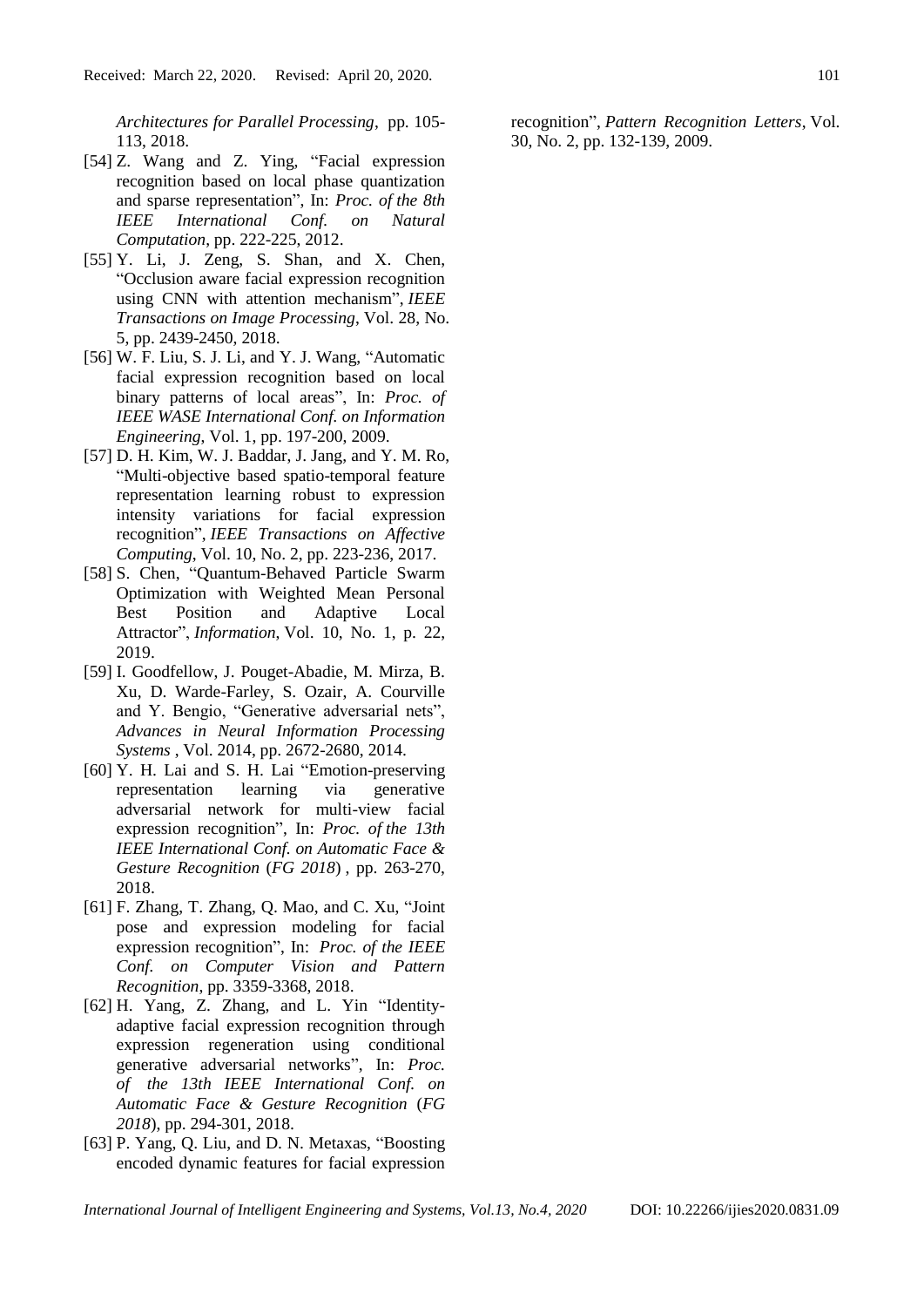*Architectures for Parallel Processing*, pp. 105-113, 2018.

[54] Z. Wang and Z. Ying, "Facial expression recognition based on local phase quantization and sparse representation", In: *Proc. of the 8th IEEE International Conf. on Natural Computation*, pp. 222-225, 2012.

[55] Y. Li, J. Zeng, S. Shan, and X. Chen, "Occlusion aware facial expression recognition using CNN with attention mechanism", *IEEE Transactions on Image Processing*, Vol. 28, No. 5, pp. 2439-2450, 2018.

[56] W. F. Liu, S. J. Li, and Y. J. Wang, "Automatic facial expression recognition based on local binary patterns of local areas", In: *Proc. of IEEE WASE International Conf. on Information Engineering*, Vol. 1, pp. 197-200, 2009.

[57] D. H. Kim, W. J. Baddar, J. Jang, and Y. M. Ro, "Multi-objective based spatio-temporal feature representation learning robust to expression intensity variations for facial expression recognition", *IEEE Transactions on Affective Computing*, Vol. 10, No. 2, pp. 223-236, 2017.

[58] S. Chen, "Quantum-Behaved Particle Swarm Optimization with Weighted Mean Personal Best Position and Adaptive Local Attractor", *Information*, Vol. 10, No. 1, p. 22, 2019.

[59] I. Goodfellow, J. Pouget-Abadie, M. Mirza, B. Xu, D. Warde-Farley, S. Ozair, A. Courville and Y. Bengio, "Generative adversarial nets", *Advances in Neural Information Processing Systems* , Vol. 2014, pp. 2672-2680, 2014.

[60] Y. H. Lai and S. H. Lai "Emotion-preserving representation learning via generative adversarial network for multi-view facial expression recognition", In: *Proc. of the 13th IEEE International Conf. on Automatic Face & Gesture Recognition* (*FG 2018*) , pp. 263-270, 2018.

[61] F. Zhang, T. Zhang, Q. Mao, and C. Xu, "Joint pose and expression modeling for facial expression recognition", In: *Proc. of the IEEE Conf. on Computer Vision and Pattern Recognition*, pp. 3359-3368, 2018.

[62] H. Yang, Z. Zhang, and L. Yin "Identity-adaptive facial expression recognition through expression regeneration using conditional generative adversarial networks", In: *Proc. of the 13th IEEE International Conf. on Automatic Face & Gesture Recognition* (*FG 2018*), pp. 294-301, 2018.

[63] P. Yang, Q. Liu, and D. N. Metaxas, "Boosting encoded dynamic features for facial expression recognition", *Pattern Recognition Letters*, Vol. 30, No. 2, pp. 132-139, 2009.